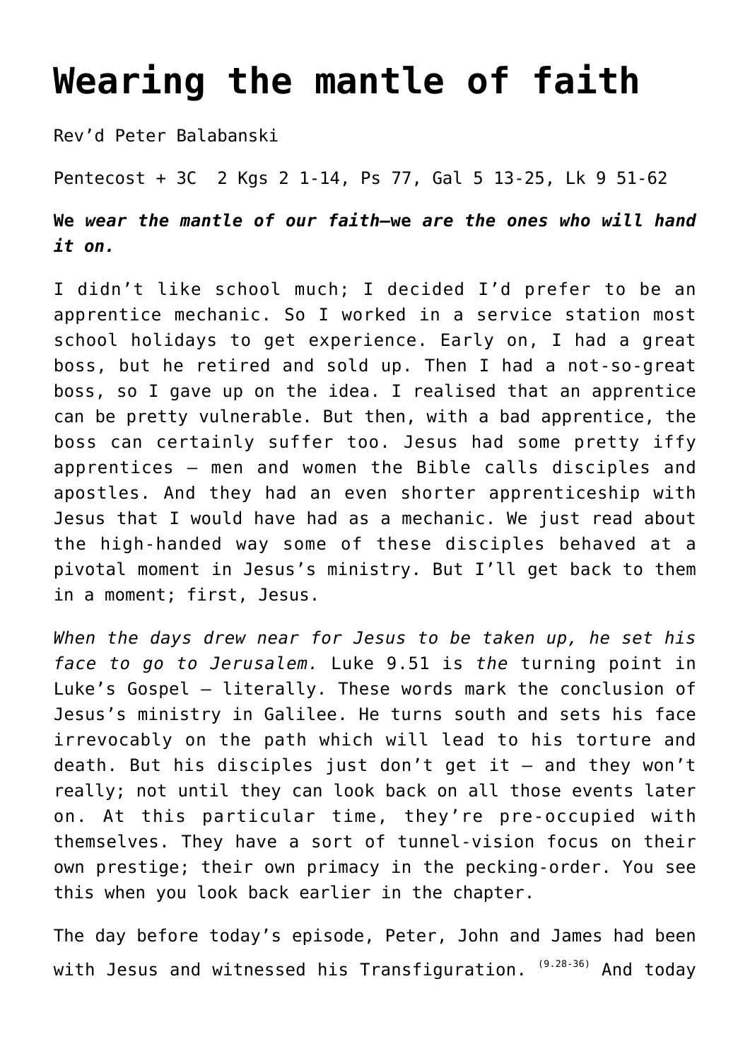# Wearing the mantle of faith

Rev'd Peter Balabanski

Pentecost + 3C  2 Kgs 2 1-14, Ps 77, Gal 5 13-25, Lk 9 51-62

**We *wear the mantle of our faith*—we *are the ones who will hand it on.***

I didn't like school much; I decided I'd prefer to be an apprentice mechanic. So I worked in a service station most school holidays to get experience. Early on, I had a great boss, but he retired and sold up. Then I had a not-so-great boss, so I gave up on the idea. I realised that an apprentice can be pretty vulnerable. But then, with a bad apprentice, the boss can certainly suffer too. Jesus had some pretty iffy apprentices – men and women the Bible calls disciples and apostles. And they had an even shorter apprenticeship with Jesus that I would have had as a mechanic. We just read about the high-handed way some of these disciples behaved at a pivotal moment in Jesus's ministry. But I'll get back to them in a moment; first, Jesus.

*When the days drew near for Jesus to be taken up, he set his face to go to Jerusalem.* Luke 9.51 is *the* turning point in Luke's Gospel – literally. These words mark the conclusion of Jesus's ministry in Galilee. He turns south and sets his face irrevocably on the path which will lead to his torture and death. But his disciples just don't get it – and they won't really; not until they can look back on all those events later on. At this particular time, they're pre-occupied with themselves. They have a sort of tunnel-vision focus on their own prestige; their own primacy in the pecking-order. You see this when you look back earlier in the chapter.

The day before today's episode, Peter, John and James had been with Jesus and witnessed his Transfiguration. (9.28-36) And today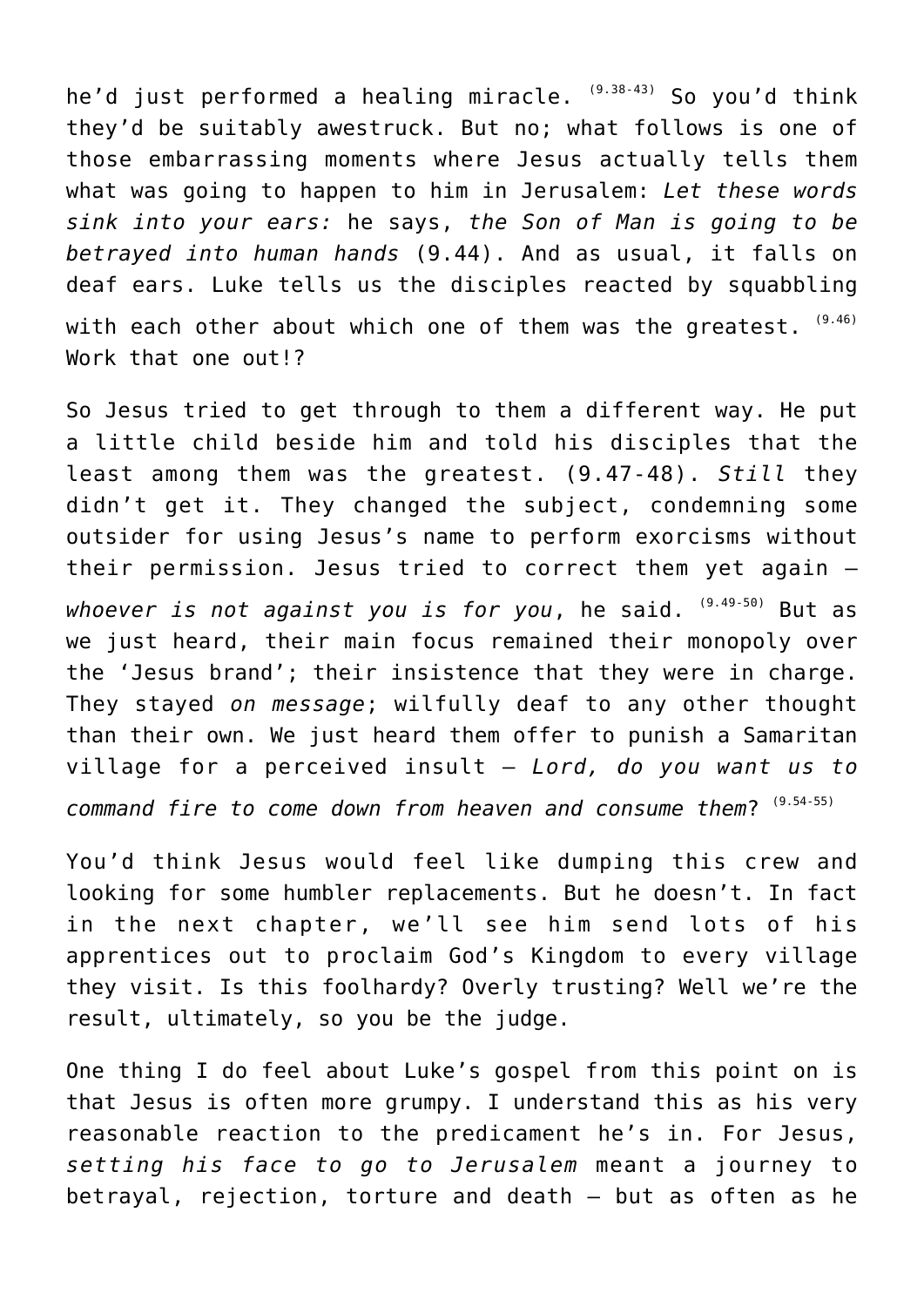he'd just performed a healing miracle. [(9.38-43)] So you'd think they'd be suitably awestruck. But no; what follows is one of those embarrassing moments where Jesus actually tells them what was going to happen to him in Jerusalem: *Let these words sink into your ears:* he says, *the Son of Man is going to be betrayed into human hands* (9.44). And as usual, it falls on deaf ears. Luke tells us the disciples reacted by squabbling with each other about which one of them was the greatest. [(9.46)] Work that one out!?

So Jesus tried to get through to them a different way. He put a little child beside him and told his disciples that the least among them was the greatest. (9.47-48). *Still* they didn't get it. They changed the subject, condemning some outsider for using Jesus's name to perform exorcisms without their permission. Jesus tried to correct them yet again – *whoever is not against you is for you*, he said. [(9.49-50)] But as we just heard, their main focus remained their monopoly over the 'Jesus brand'; their insistence that they were in charge. They stayed *on message*; wilfully deaf to any other thought than their own. We just heard them offer to punish a Samaritan village for a perceived insult – *Lord, do you want us to command fire to come down from heaven and consume them*? [(9.54-55)]

You'd think Jesus would feel like dumping this crew and looking for some humbler replacements. But he doesn't. In fact in the next chapter, we'll see him send lots of his apprentices out to proclaim God's Kingdom to every village they visit. Is this foolhardy? Overly trusting? Well we're the result, ultimately, so you be the judge.

One thing I do feel about Luke's gospel from this point on is that Jesus is often more grumpy. I understand this as his very reasonable reaction to the predicament he's in. For Jesus, *setting his face to go to Jerusalem* meant a journey to betrayal, rejection, torture and death – but as often as he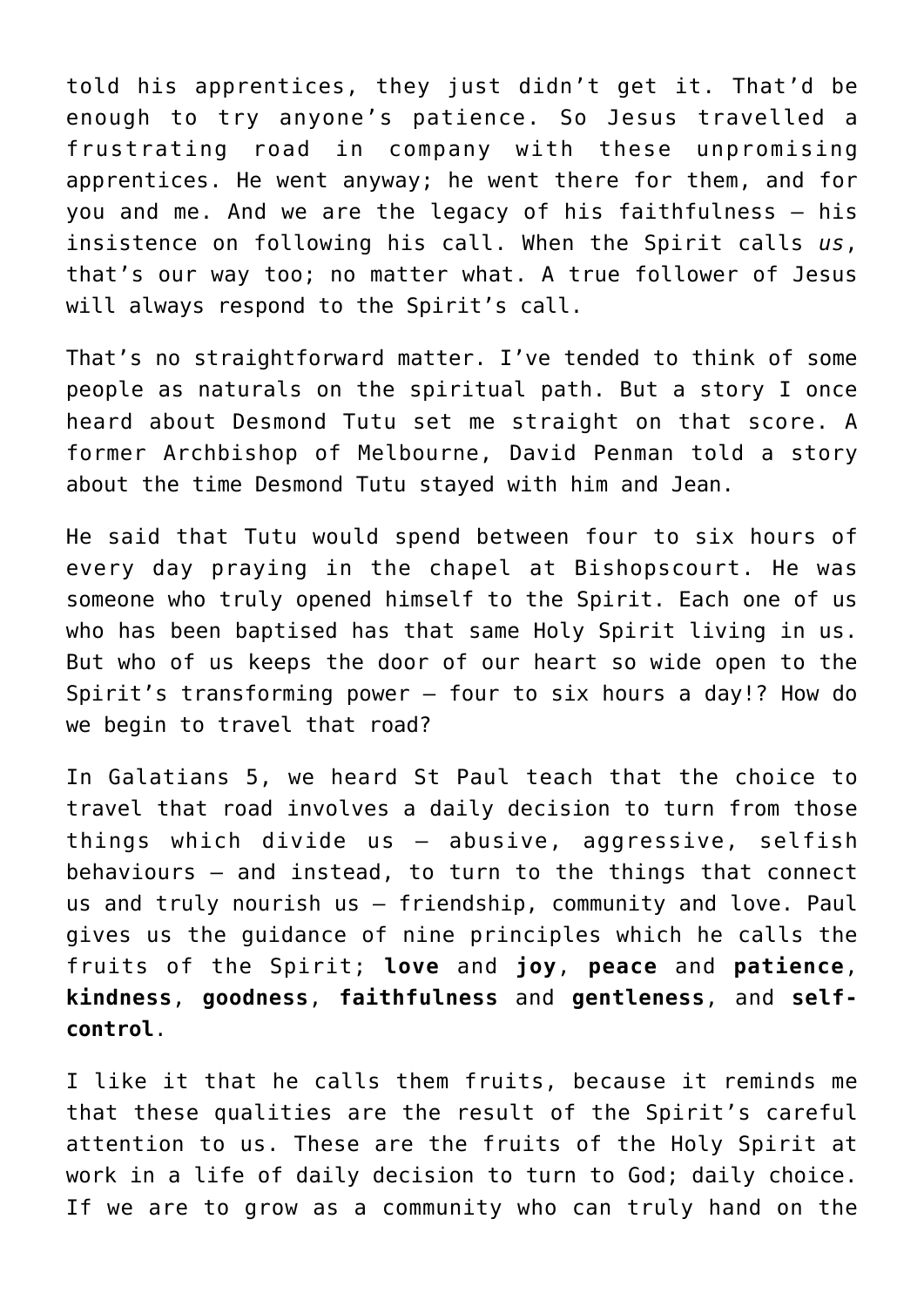told his apprentices, they just didn't get it. That'd be enough to try anyone's patience. So Jesus travelled a frustrating road in company with these unpromising apprentices. He went anyway; he went there for them, and for you and me. And we are the legacy of his faithfulness – his insistence on following his call. When the Spirit calls *us*, that's our way too; no matter what. A true follower of Jesus will always respond to the Spirit's call.

That's no straightforward matter. I've tended to think of some people as naturals on the spiritual path. But a story I once heard about Desmond Tutu set me straight on that score. A former Archbishop of Melbourne, David Penman told a story about the time Desmond Tutu stayed with him and Jean.

He said that Tutu would spend between four to six hours of every day praying in the chapel at Bishopscourt. He was someone who truly opened himself to the Spirit. Each one of us who has been baptised has that same Holy Spirit living in us. But who of us keeps the door of our heart so wide open to the Spirit's transforming power – four to six hours a day!? How do we begin to travel that road?

In Galatians 5, we heard St Paul teach that the choice to travel that road involves a daily decision to turn from those things which divide us – abusive, aggressive, selfish behaviours – and instead, to turn to the things that connect us and truly nourish us – friendship, community and love. Paul gives us the guidance of nine principles which he calls the fruits of the Spirit; **love** and **joy**, **peace** and **patience**, **kindness**, **goodness**, **faithfulness** and **gentleness**, and **self-control**.

I like it that he calls them fruits, because it reminds me that these qualities are the result of the Spirit's careful attention to us. These are the fruits of the Holy Spirit at work in a life of daily decision to turn to God; daily choice. If we are to grow as a community who can truly hand on the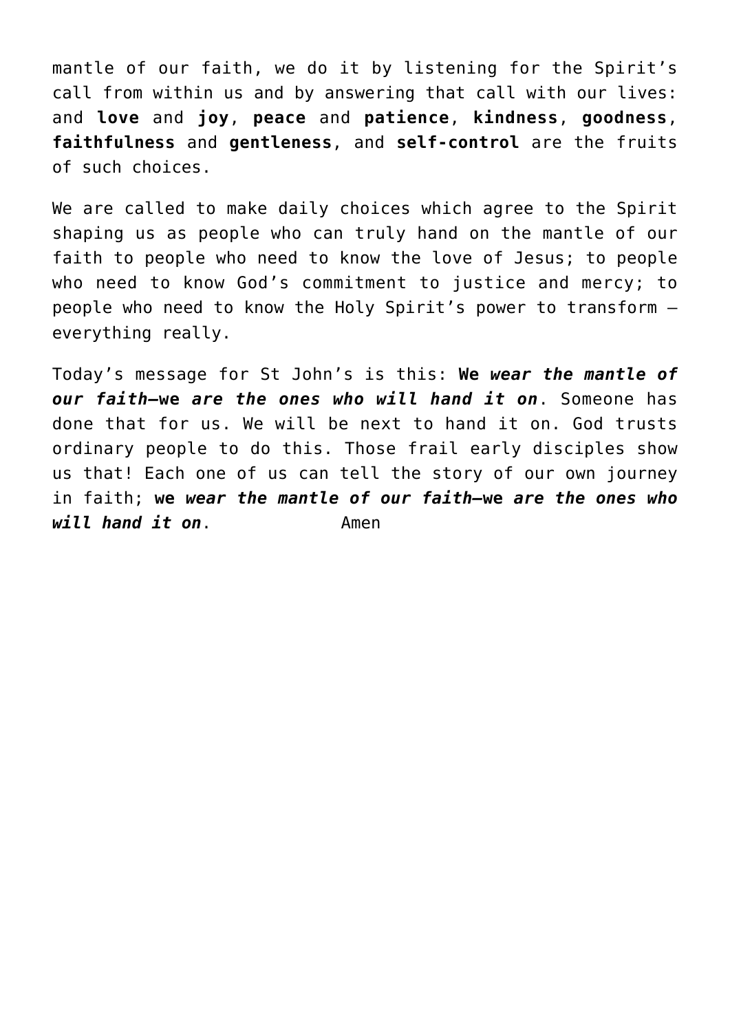mantle of our faith, we do it by listening for the Spirit's call from within us and by answering that call with our lives: and **love** and **joy**, **peace** and **patience**, **kindness**, **goodness**, **faithfulness** and **gentleness**, and **self-control** are the fruits of such choices.

We are called to make daily choices which agree to the Spirit shaping us as people who can truly hand on the mantle of our faith to people who need to know the love of Jesus; to people who need to know God's commitment to justice and mercy; to people who need to know the Holy Spirit's power to transform – everything really.

Today's message for St John's is this: **We *wear the mantle of our faith*–we *are the ones who will hand it on***. Someone has done that for us. We will be next to hand it on. God trusts ordinary people to do this. Those frail early disciples show us that! Each one of us can tell the story of our own journey in faith; **we *wear the mantle of our faith*–we *are the ones who will hand it on***. Amen